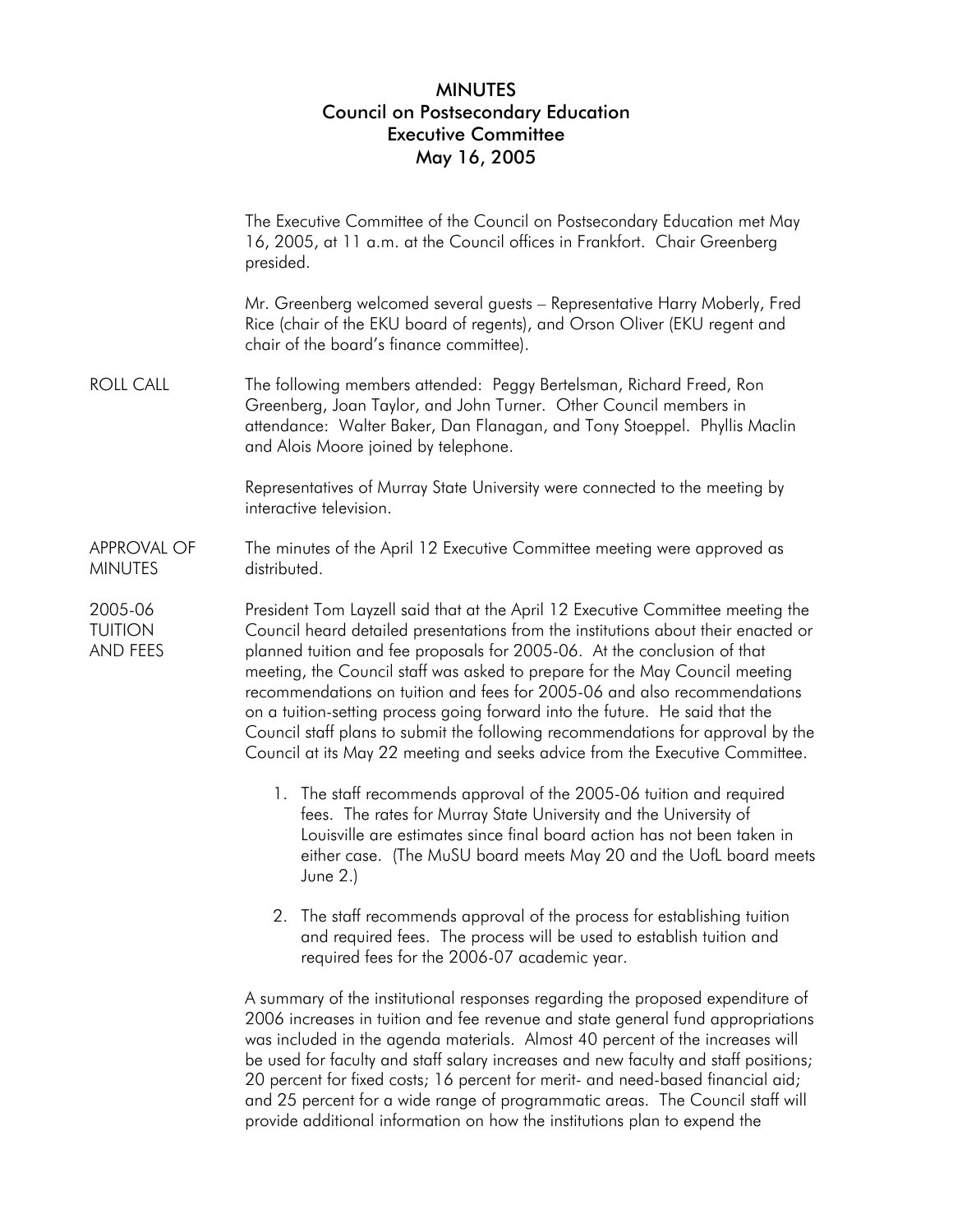# MINUTES
## Council on Postsecondary Education
## Executive Committee
## May 16, 2005

The Executive Committee of the Council on Postsecondary Education met May 16, 2005, at 11 a.m. at the Council offices in Frankfort. Chair Greenberg presided.

Mr. Greenberg welcomed several guests – Representative Harry Moberly, Fred Rice (chair of the EKU board of regents), and Orson Oliver (EKU regent and chair of the board's finance committee).

**ROLL CALL**

The following members attended: Peggy Bertelsman, Richard Freed, Ron Greenberg, Joan Taylor, and John Turner. Other Council members in attendance: Walter Baker, Dan Flanagan, and Tony Stoeppel. Phyllis Maclin and Alois Moore joined by telephone.

Representatives of Murray State University were connected to the meeting by interactive television.

**APPROVAL OF MINUTES**

The minutes of the April 12 Executive Committee meeting were approved as distributed.

**2005-06 TUITION AND FEES**

President Tom Layzell said that at the April 12 Executive Committee meeting the Council heard detailed presentations from the institutions about their enacted or planned tuition and fee proposals for 2005-06. At the conclusion of that meeting, the Council staff was asked to prepare for the May Council meeting recommendations on tuition and fees for 2005-06 and also recommendations on a tuition-setting process going forward into the future. He said that the Council staff plans to submit the following recommendations for approval by the Council at its May 22 meeting and seeks advice from the Executive Committee.

1. The staff recommends approval of the 2005-06 tuition and required fees. The rates for Murray State University and the University of Louisville are estimates since final board action has not been taken in either case. (The MuSU board meets May 20 and the UofL board meets June 2.)

2. The staff recommends approval of the process for establishing tuition and required fees. The process will be used to establish tuition and required fees for the 2006-07 academic year.

A summary of the institutional responses regarding the proposed expenditure of 2006 increases in tuition and fee revenue and state general fund appropriations was included in the agenda materials. Almost 40 percent of the increases will be used for faculty and staff salary increases and new faculty and staff positions; 20 percent for fixed costs; 16 percent for merit- and need-based financial aid; and 25 percent for a wide range of programmatic areas. The Council staff will provide additional information on how the institutions plan to expend the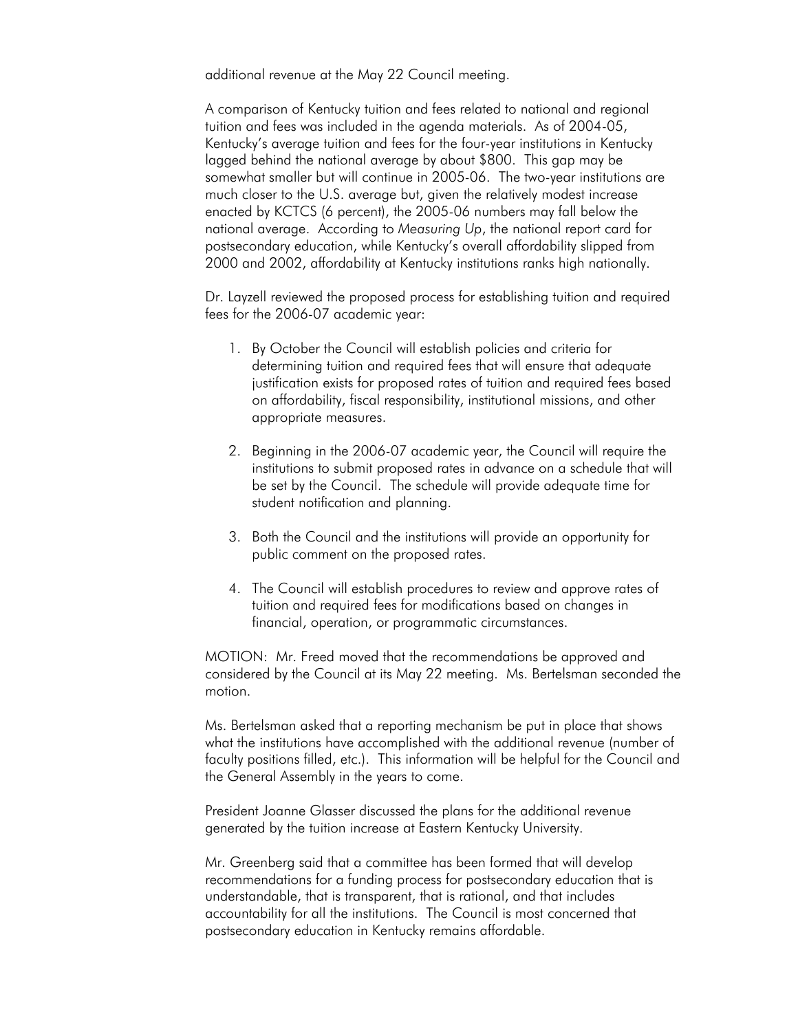additional revenue at the May 22 Council meeting.

A comparison of Kentucky tuition and fees related to national and regional tuition and fees was included in the agenda materials. As of 2004-05, Kentucky's average tuition and fees for the four-year institutions in Kentucky lagged behind the national average by about $800. This gap may be somewhat smaller but will continue in 2005-06. The two-year institutions are much closer to the U.S. average but, given the relatively modest increase enacted by KCTCS (6 percent), the 2005-06 numbers may fall below the national average. According to *Measuring Up*, the national report card for postsecondary education, while Kentucky's overall affordability slipped from 2000 and 2002, affordability at Kentucky institutions ranks high nationally.

Dr. Layzell reviewed the proposed process for establishing tuition and required fees for the 2006-07 academic year:

1. By October the Council will establish policies and criteria for determining tuition and required fees that will ensure that adequate justification exists for proposed rates of tuition and required fees based on affordability, fiscal responsibility, institutional missions, and other appropriate measures.

2. Beginning in the 2006-07 academic year, the Council will require the institutions to submit proposed rates in advance on a schedule that will be set by the Council. The schedule will provide adequate time for student notification and planning.

3. Both the Council and the institutions will provide an opportunity for public comment on the proposed rates.

4. The Council will establish procedures to review and approve rates of tuition and required fees for modifications based on changes in financial, operation, or programmatic circumstances.

MOTION: Mr. Freed moved that the recommendations be approved and considered by the Council at its May 22 meeting. Ms. Bertelsman seconded the motion.

Ms. Bertelsman asked that a reporting mechanism be put in place that shows what the institutions have accomplished with the additional revenue (number of faculty positions filled, etc.). This information will be helpful for the Council and the General Assembly in the years to come.

President Joanne Glasser discussed the plans for the additional revenue generated by the tuition increase at Eastern Kentucky University.

Mr. Greenberg said that a committee has been formed that will develop recommendations for a funding process for postsecondary education that is understandable, that is transparent, that is rational, and that includes accountability for all the institutions. The Council is most concerned that postsecondary education in Kentucky remains affordable.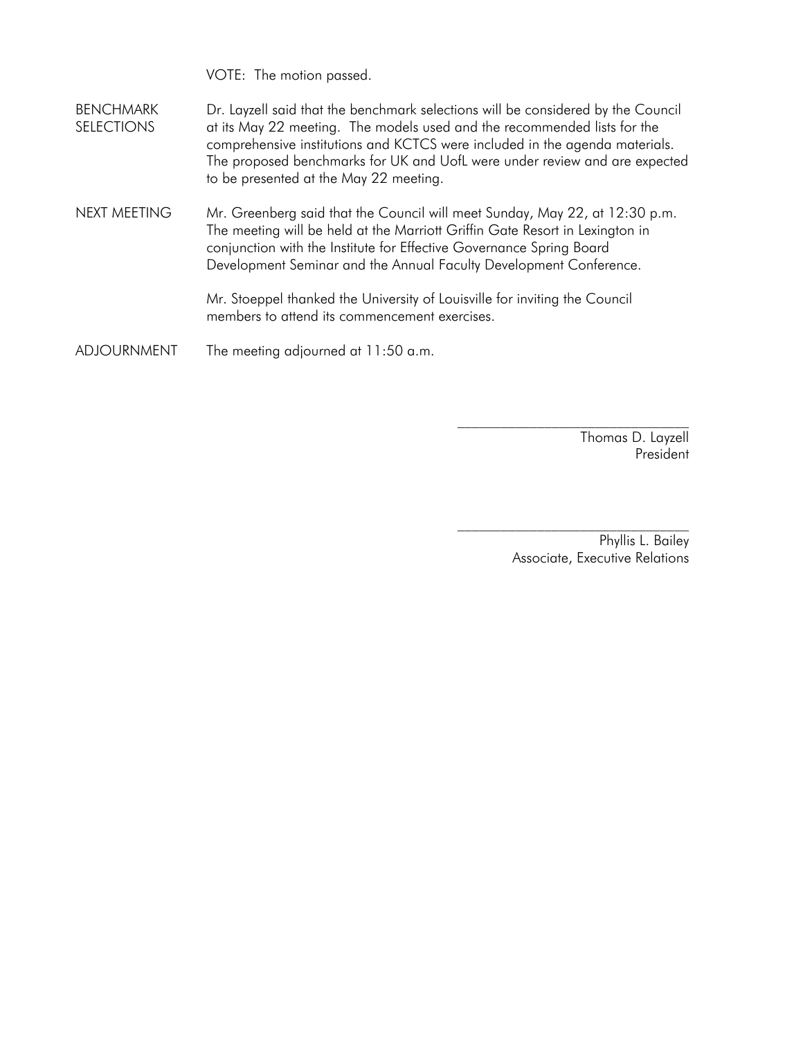VOTE: The motion passed.

BENCHMARK SELECTIONS

Dr. Layzell said that the benchmark selections will be considered by the Council at its May 22 meeting. The models used and the recommended lists for the comprehensive institutions and KCTCS were included in the agenda materials. The proposed benchmarks for UK and UofL were under review and are expected to be presented at the May 22 meeting.

NEXT MEETING

Mr. Greenberg said that the Council will meet Sunday, May 22, at 12:30 p.m. The meeting will be held at the Marriott Griffin Gate Resort in Lexington in conjunction with the Institute for Effective Governance Spring Board Development Seminar and the Annual Faculty Development Conference.

Mr. Stoeppel thanked the University of Louisville for inviting the Council members to attend its commencement exercises.

ADJOURNMENT

The meeting adjourned at 11:50 a.m.

\_\_\_\_\_\_\_\_\_\_\_\_\_\_\_\_\_\_\_\_\_\_\_\_\_\_\_\_\_\_\_\_\_\_
Thomas D. Layzell
President

\_\_\_\_\_\_\_\_\_\_\_\_\_\_\_\_\_\_\_\_\_\_\_\_\_\_\_\_\_\_\_\_\_\_
Phyllis L. Bailey
Associate, Executive Relations